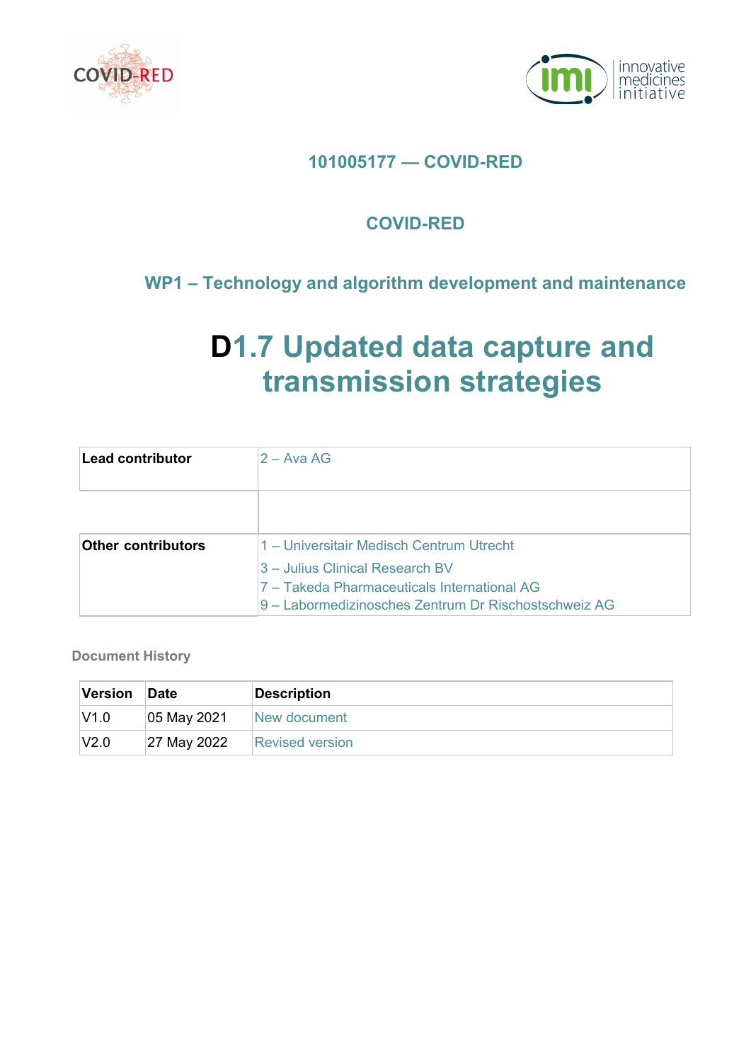101005177 — COVID-RED

COVID-RED

WP1 – Technology and algorithm development and maintenance

# D1.7 Updated data capture and transmission strategies

| Lead contributor | 2 – Ava AG |
|---|---|
| | |
| Other contributors | 1 – Universitair Medisch Centrum Utrecht<br>3 – Julius Clinical Research BV<br>7 – Takeda Pharmaceuticals International AG<br>9 – Labormedizinosches Zentrum Dr Rischostschweiz AG |

**Document History**

| Version | Date | Description |
|---|---|---|
| V1.0 | 05 May 2021 | New document |
| V2.0 | 27 May 2022 | Revised version |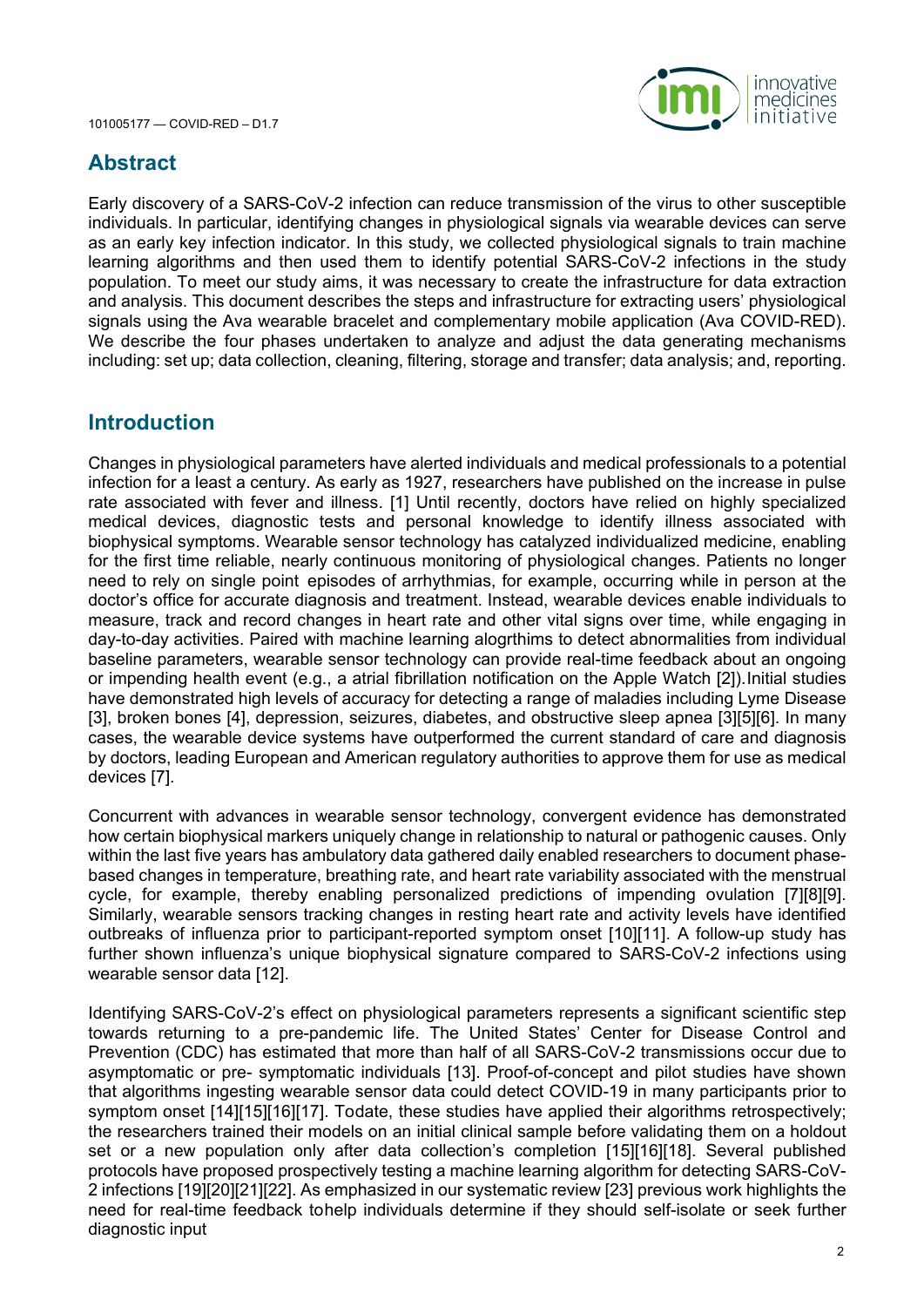## Abstract

Early discovery of a SARS-CoV-2 infection can reduce transmission of the virus to other susceptible individuals. In particular, identifying changes in physiological signals via wearable devices can serve as an early key infection indicator. In this study, we collected physiological signals to train machine learning algorithms and then used them to identify potential SARS-CoV-2 infections in the study population. To meet our study aims, it was necessary to create the infrastructure for data extraction and analysis. This document describes the steps and infrastructure for extracting users' physiological signals using the Ava wearable bracelet and complementary mobile application (Ava COVID-RED). We describe the four phases undertaken to analyze and adjust the data generating mechanisms including: set up; data collection, cleaning, filtering, storage and transfer; data analysis; and, reporting.

## Introduction

Changes in physiological parameters have alerted individuals and medical professionals to a potential infection for a least a century. As early as 1927, researchers have published on the increase in pulse rate associated with fever and illness. [1] Until recently, doctors have relied on highly specialized medical devices, diagnostic tests and personal knowledge to identify illness associated with biophysical symptoms. Wearable sensor technology has catalyzed individualized medicine, enabling for the first time reliable, nearly continuous monitoring of physiological changes. Patients no longer need to rely on single point episodes of arrhythmias, for example, occurring while in person at the doctor's office for accurate diagnosis and treatment. Instead, wearable devices enable individuals to measure, track and record changes in heart rate and other vital signs over time, while engaging in day-to-day activities. Paired with machine learning alogrthims to detect abnormalities from individual baseline parameters, wearable sensor technology can provide real-time feedback about an ongoing or impending health event (e.g., a atrial fibrillation notification on the Apple Watch [2]).Initial studies have demonstrated high levels of accuracy for detecting a range of maladies including Lyme Disease [3], broken bones [4], depression, seizures, diabetes, and obstructive sleep apnea [3][5][6]. In many cases, the wearable device systems have outperformed the current standard of care and diagnosis by doctors, leading European and American regulatory authorities to approve them for use as medical devices [7].

Concurrent with advances in wearable sensor technology, convergent evidence has demonstrated how certain biophysical markers uniquely change in relationship to natural or pathogenic causes. Only within the last five years has ambulatory data gathered daily enabled researchers to document phase-based changes in temperature, breathing rate, and heart rate variability associated with the menstrual cycle, for example, thereby enabling personalized predictions of impending ovulation [7][8][9]. Similarly, wearable sensors tracking changes in resting heart rate and activity levels have identified outbreaks of influenza prior to participant-reported symptom onset [10][11]. A follow-up study has further shown influenza's unique biophysical signature compared to SARS-CoV-2 infections using wearable sensor data [12].

Identifying SARS-CoV-2's effect on physiological parameters represents a significant scientific step towards returning to a pre-pandemic life. The United States' Center for Disease Control and Prevention (CDC) has estimated that more than half of all SARS-CoV-2 transmissions occur due to asymptomatic or pre- symptomatic individuals [13]. Proof-of-concept and pilot studies have shown that algorithms ingesting wearable sensor data could detect COVID-19 in many participants prior to symptom onset [14][15][16][17]. Todate, these studies have applied their algorithms retrospectively; the researchers trained their models on an initial clinical sample before validating them on a holdout set or a new population only after data collection's completion [15][16][18]. Several published protocols have proposed prospectively testing a machine learning algorithm for detecting SARS-CoV-2 infections [19][20][21][22]. As emphasized in our systematic review [23] previous work highlights the need for real-time feedback tohelp individuals determine if they should self-isolate or seek further diagnostic input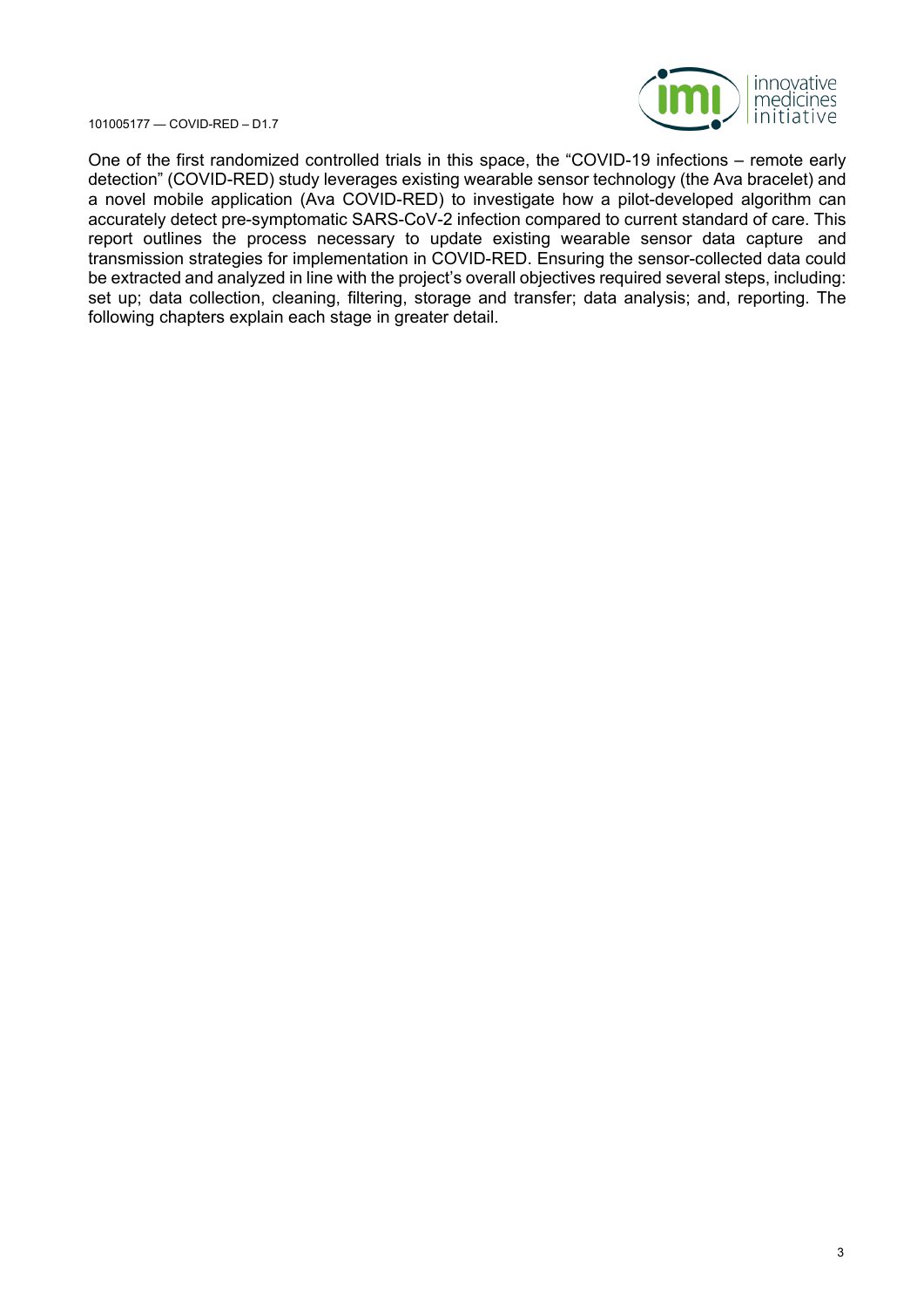One of the first randomized controlled trials in this space, the "COVID-19 infections – remote early detection" (COVID-RED) study leverages existing wearable sensor technology (the Ava bracelet) and a novel mobile application (Ava COVID-RED) to investigate how a pilot-developed algorithm can accurately detect pre-symptomatic SARS-CoV-2 infection compared to current standard of care. This report outlines the process necessary to update existing wearable sensor data capture and transmission strategies for implementation in COVID-RED. Ensuring the sensor-collected data could be extracted and analyzed in line with the project's overall objectives required several steps, including: set up; data collection, cleaning, filtering, storage and transfer; data analysis; and, reporting. The following chapters explain each stage in greater detail.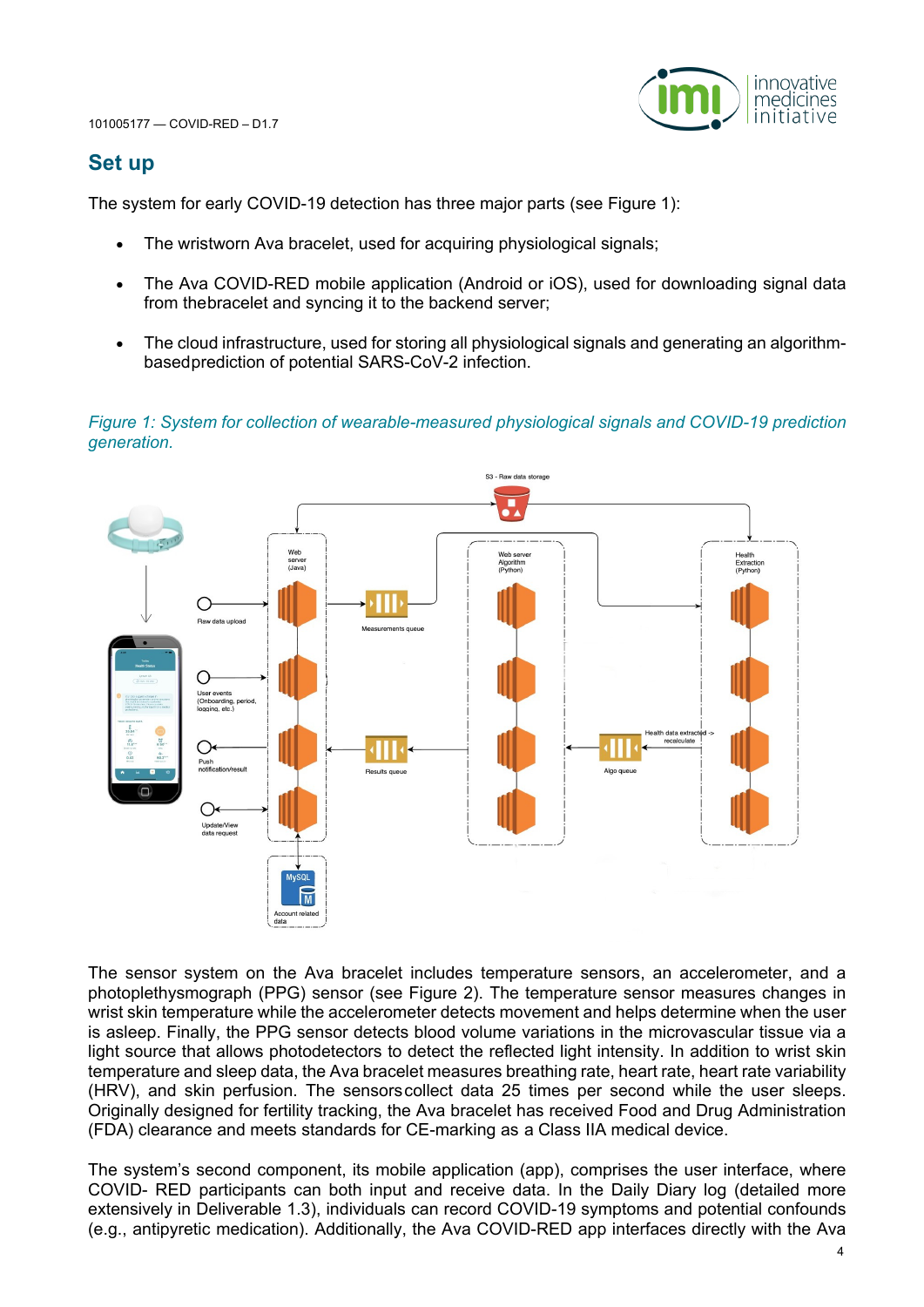## Set up

The system for early COVID-19 detection has three major parts (see Figure 1):

- The wristworn Ava bracelet, used for acquiring physiological signals;
- The Ava COVID-RED mobile application (Android or iOS), used for downloading signal data from thebracelet and syncing it to the backend server;
- The cloud infrastructure, used for storing all physiological signals and generating an algorithm-basedprediction of potential SARS-CoV-2 infection.

*Figure 1: System for collection of wearable-measured physiological signals and COVID-19 prediction generation.*

The sensor system on the Ava bracelet includes temperature sensors, an accelerometer, and a photoplethysmograph (PPG) sensor (see Figure 2). The temperature sensor measures changes in wrist skin temperature while the accelerometer detects movement and helps determine when the user is asleep. Finally, the PPG sensor detects blood volume variations in the microvascular tissue via a light source that allows photodetectors to detect the reflected light intensity. In addition to wrist skin temperature and sleep data, the Ava bracelet measures breathing rate, heart rate, heart rate variability (HRV), and skin perfusion. The sensorscollect data 25 times per second while the user sleeps. Originally designed for fertility tracking, the Ava bracelet has received Food and Drug Administration (FDA) clearance and meets standards for CE-marking as a Class IIA medical device.

The system's second component, its mobile application (app), comprises the user interface, where COVID- RED participants can both input and receive data. In the Daily Diary log (detailed more extensively in Deliverable 1.3), individuals can record COVID-19 symptoms and potential confounds (e.g., antipyretic medication). Additionally, the Ava COVID-RED app interfaces directly with the Ava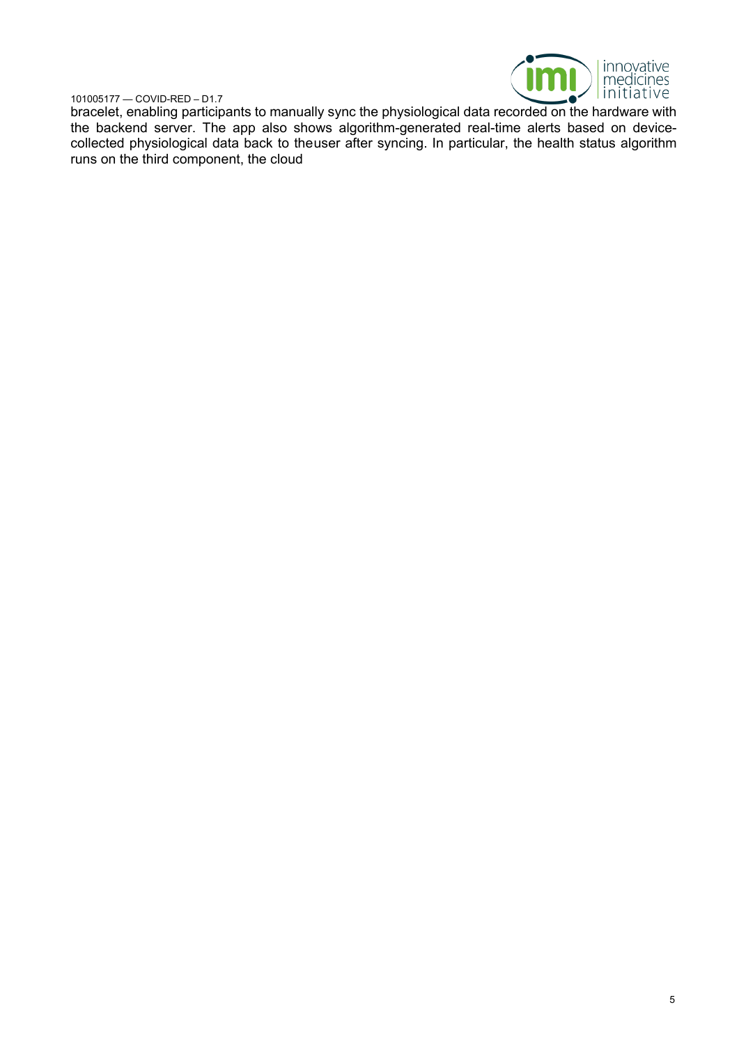bracelet, enabling participants to manually sync the physiological data recorded on the hardware with the backend server. The app also shows algorithm-generated real-time alerts based on device-collected physiological data back to theuser after syncing. In particular, the health status algorithm runs on the third component, the cloud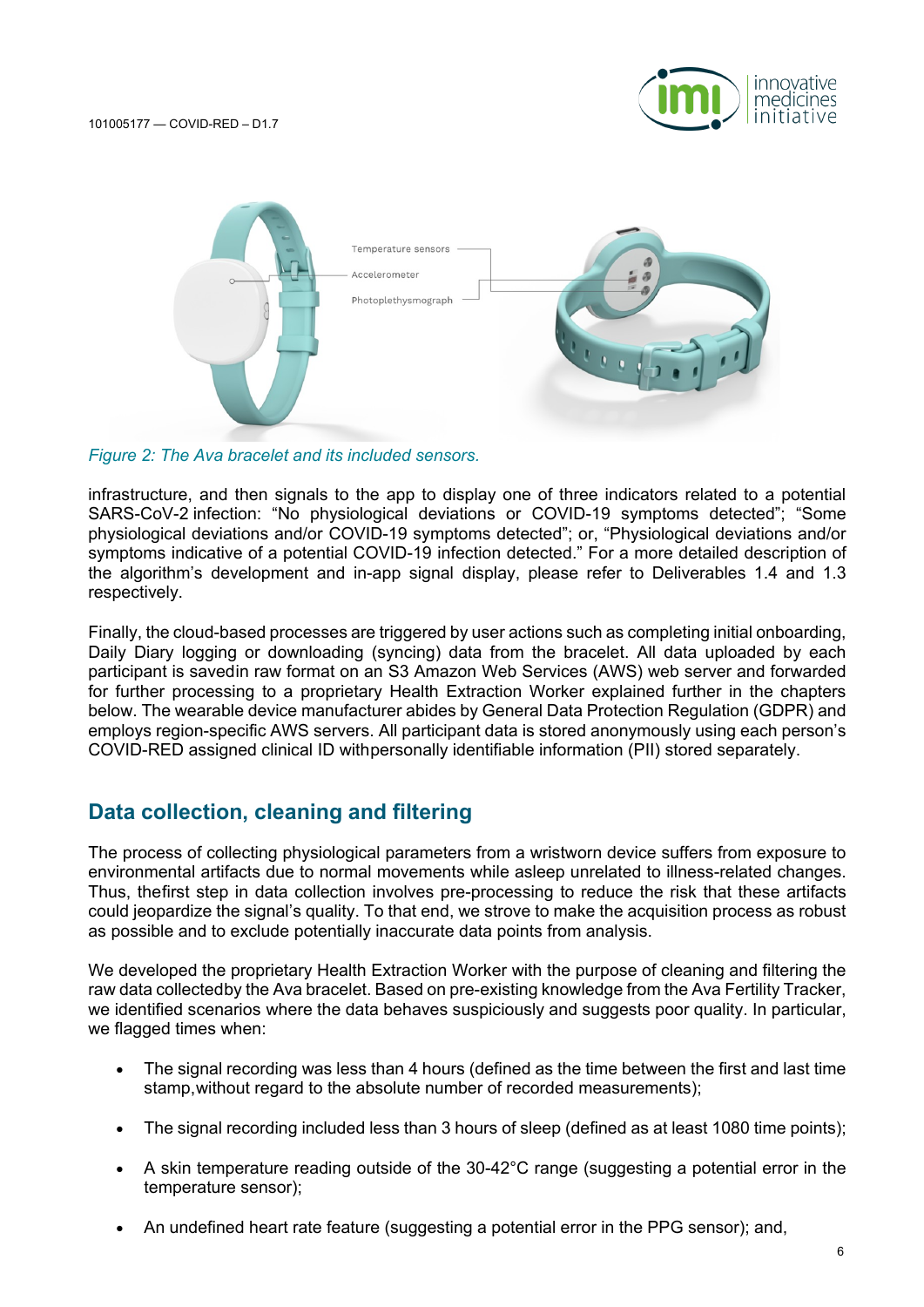Figure 2: The Ava bracelet and its included sensors.

infrastructure, and then signals to the app to display one of three indicators related to a potential SARS-CoV-2 infection: "No physiological deviations or COVID-19 symptoms detected"; "Some physiological deviations and/or COVID-19 symptoms detected"; or, "Physiological deviations and/or symptoms indicative of a potential COVID-19 infection detected." For a more detailed description of the algorithm's development and in-app signal display, please refer to Deliverables 1.4 and 1.3 respectively.

Finally, the cloud-based processes are triggered by user actions such as completing initial onboarding, Daily Diary logging or downloading (syncing) data from the bracelet. All data uploaded by each participant is savedin raw format on an S3 Amazon Web Services (AWS) web server and forwarded for further processing to a proprietary Health Extraction Worker explained further in the chapters below. The wearable device manufacturer abides by General Data Protection Regulation (GDPR) and employs region-specific AWS servers. All participant data is stored anonymously using each person's COVID-RED assigned clinical ID withpersonally identifiable information (PII) stored separately.

## Data collection, cleaning and filtering

The process of collecting physiological parameters from a wristworn device suffers from exposure to environmental artifacts due to normal movements while asleep unrelated to illness-related changes. Thus, thefirst step in data collection involves pre-processing to reduce the risk that these artifacts could jeopardize the signal's quality. To that end, we strove to make the acquisition process as robust as possible and to exclude potentially inaccurate data points from analysis.

We developed the proprietary Health Extraction Worker with the purpose of cleaning and filtering the raw data collectedby the Ava bracelet. Based on pre-existing knowledge from the Ava Fertility Tracker, we identified scenarios where the data behaves suspiciously and suggests poor quality. In particular, we flagged times when:

- The signal recording was less than 4 hours (defined as the time between the first and last time stamp,without regard to the absolute number of recorded measurements);
- The signal recording included less than 3 hours of sleep (defined as at least 1080 time points);
- A skin temperature reading outside of the 30-42°C range (suggesting a potential error in the temperature sensor);
- An undefined heart rate feature (suggesting a potential error in the PPG sensor); and,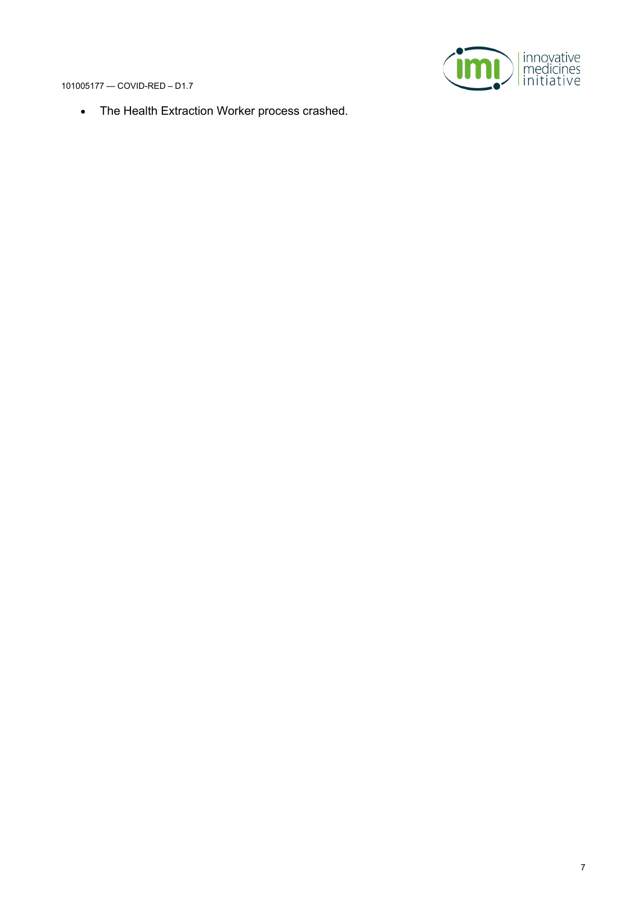- The Health Extraction Worker process crashed.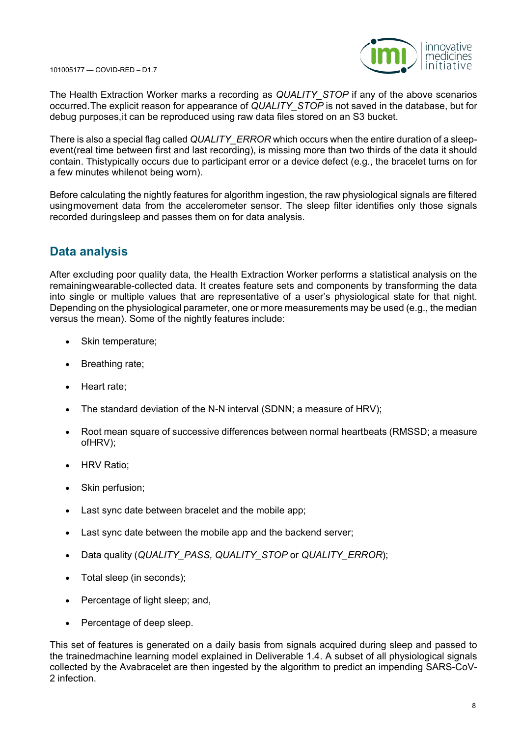The Health Extraction Worker marks a recording as *QUALITY_STOP* if any of the above scenarios occurred.The explicit reason for appearance of *QUALITY_STOP* is not saved in the database, but for debug purposes,it can be reproduced using raw data files stored on an S3 bucket.

There is also a special flag called *QUALITY_ERROR* which occurs when the entire duration of a sleep-event(real time between first and last recording), is missing more than two thirds of the data it should contain. Thistypically occurs due to participant error or a device defect (e.g., the bracelet turns on for a few minutes whilenot being worn).

Before calculating the nightly features for algorithm ingestion, the raw physiological signals are filtered usingmovement data from the accelerometer sensor. The sleep filter identifies only those signals recorded duringsleep and passes them on for data analysis.

## Data analysis

After excluding poor quality data, the Health Extraction Worker performs a statistical analysis on the remainingwearable-collected data. It creates feature sets and components by transforming the data into single or multiple values that are representative of a user's physiological state for that night. Depending on the physiological parameter, one or more measurements may be used (e.g., the median versus the mean). Some of the nightly features include:

- Skin temperature;
- Breathing rate;
- Heart rate;
- The standard deviation of the N-N interval (SDNN; a measure of HRV);
- Root mean square of successive differences between normal heartbeats (RMSSD; a measure ofHRV);
- HRV Ratio;
- Skin perfusion;
- Last sync date between bracelet and the mobile app;
- Last sync date between the mobile app and the backend server;
- Data quality (*QUALITY_PASS, QUALITY_STOP* or *QUALITY_ERROR*);
- Total sleep (in seconds);
- Percentage of light sleep; and,
- Percentage of deep sleep.

This set of features is generated on a daily basis from signals acquired during sleep and passed to the trainedmachine learning model explained in Deliverable 1.4. A subset of all physiological signals collected by the Avabracelet are then ingested by the algorithm to predict an impending SARS-CoV-2 infection.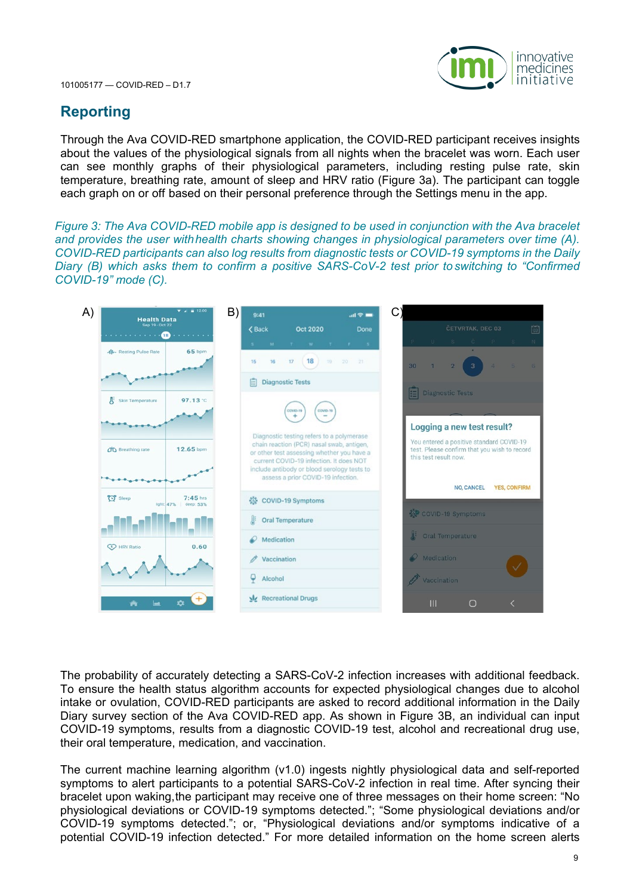## Reporting

Through the Ava COVID-RED smartphone application, the COVID-RED participant receives insights about the values of the physiological signals from all nights when the bracelet was worn. Each user can see monthly graphs of their physiological parameters, including resting pulse rate, skin temperature, breathing rate, amount of sleep and HRV ratio (Figure 3a). The participant can toggle each graph on or off based on their personal preference through the Settings menu in the app.

*Figure 3: The Ava COVID-RED mobile app is designed to be used in conjunction with the Ava bracelet and provides the user with health charts showing changes in physiological parameters over time (A). COVID-RED participants can also log results from diagnostic tests or COVID-19 symptoms in the Daily Diary (B) which asks them to confirm a positive SARS-CoV-2 test prior to switching to "Confirmed COVID-19" mode (C).*

The probability of accurately detecting a SARS-CoV-2 infection increases with additional feedback. To ensure the health status algorithm accounts for expected physiological changes due to alcohol intake or ovulation, COVID-RED participants are asked to record additional information in the Daily Diary survey section of the Ava COVID-RED app. As shown in Figure 3B, an individual can input COVID-19 symptoms, results from a diagnostic COVID-19 test, alcohol and recreational drug use, their oral temperature, medication, and vaccination.

The current machine learning algorithm (v1.0) ingests nightly physiological data and self-reported symptoms to alert participants to a potential SARS-CoV-2 infection in real time. After syncing their bracelet upon waking, the participant may receive one of three messages on their home screen: "No physiological deviations or COVID-19 symptoms detected."; "Some physiological deviations and/or COVID-19 symptoms detected."; or, "Physiological deviations and/or symptoms indicative of a potential COVID-19 infection detected." For more detailed information on the home screen alerts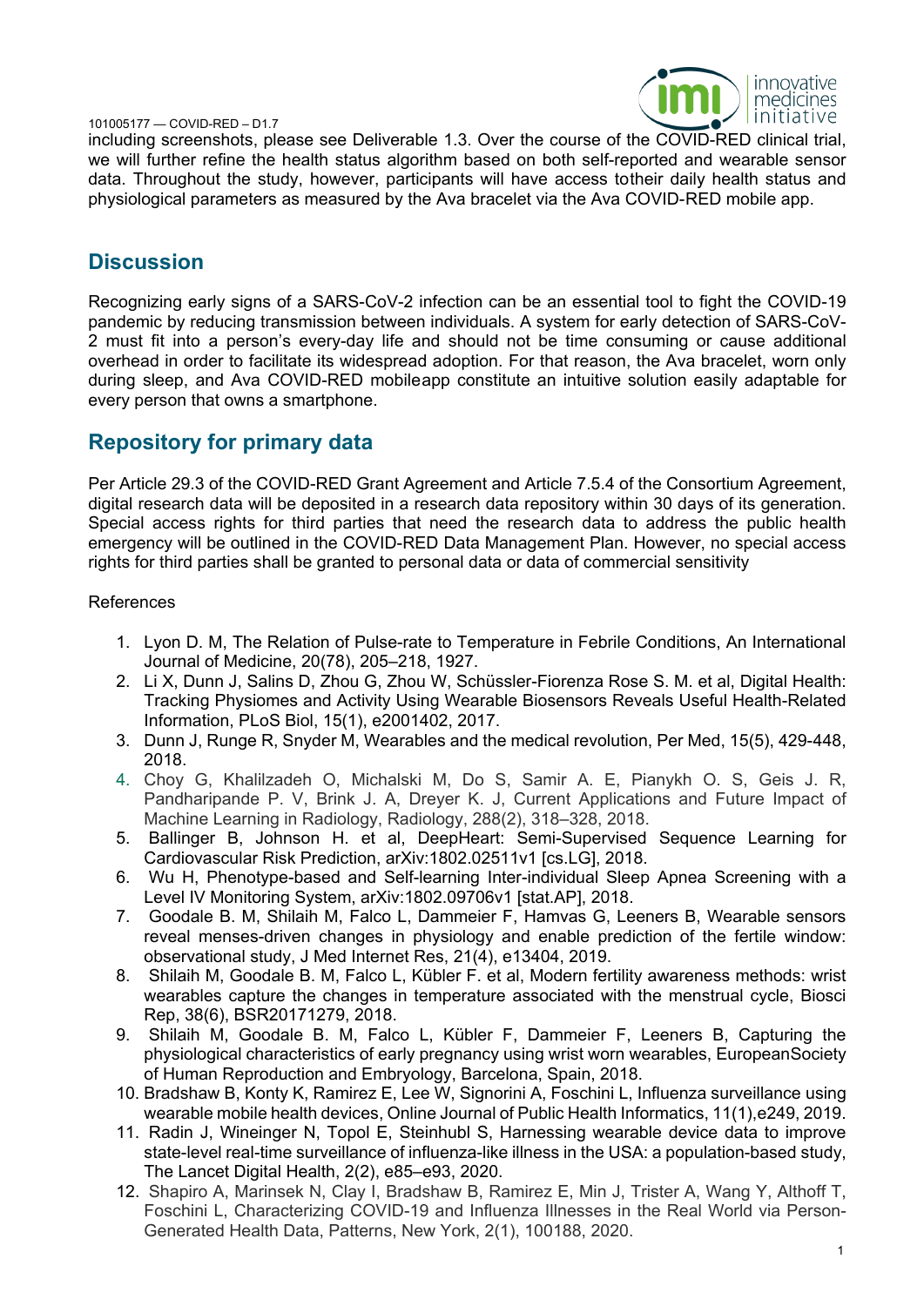including screenshots, please see Deliverable 1.3. Over the course of the COVID-RED clinical trial, we will further refine the health status algorithm based on both self-reported and wearable sensor data. Throughout the study, however, participants will have access totheir daily health status and physiological parameters as measured by the Ava bracelet via the Ava COVID-RED mobile app.

## Discussion

Recognizing early signs of a SARS-CoV-2 infection can be an essential tool to fight the COVID-19 pandemic by reducing transmission between individuals. A system for early detection of SARS-CoV-2 must fit into a person's every-day life and should not be time consuming or cause additional overhead in order to facilitate its widespread adoption. For that reason, the Ava bracelet, worn only during sleep, and Ava COVID-RED mobileapp constitute an intuitive solution easily adaptable for every person that owns a smartphone.

## Repository for primary data

Per Article 29.3 of the COVID-RED Grant Agreement and Article 7.5.4 of the Consortium Agreement, digital research data will be deposited in a research data repository within 30 days of its generation. Special access rights for third parties that need the research data to address the public health emergency will be outlined in the COVID-RED Data Management Plan. However, no special access rights for third parties shall be granted to personal data or data of commercial sensitivity

References

1. Lyon D. M, The Relation of Pulse-rate to Temperature in Febrile Conditions, An International Journal of Medicine, 20(78), 205–218, 1927.
2. Li X, Dunn J, Salins D, Zhou G, Zhou W, Schüssler-Fiorenza Rose S. M. et al, Digital Health: Tracking Physiomes and Activity Using Wearable Biosensors Reveals Useful Health-Related Information, PLoS Biol, 15(1), e2001402, 2017.
3. Dunn J, Runge R, Snyder M, Wearables and the medical revolution, Per Med, 15(5), 429-448, 2018.
4. Choy G, Khalilzadeh O, Michalski M, Do S, Samir A. E, Pianykh O. S, Geis J. R, Pandharipande P. V, Brink J. A, Dreyer K. J, Current Applications and Future Impact of Machine Learning in Radiology, Radiology, 288(2), 318–328, 2018.
5. Ballinger B, Johnson H. et al, DeepHeart: Semi-Supervised Sequence Learning for Cardiovascular Risk Prediction, arXiv:1802.02511v1 [cs.LG], 2018.
6. Wu H, Phenotype-based and Self-learning Inter-individual Sleep Apnea Screening with a Level IV Monitoring System, arXiv:1802.09706v1 [stat.AP], 2018.
7. Goodale B. M, Shilaih M, Falco L, Dammeier F, Hamvas G, Leeners B, Wearable sensors reveal menses-driven changes in physiology and enable prediction of the fertile window: observational study, J Med Internet Res, 21(4), e13404, 2019.
8. Shilaih M, Goodale B. M, Falco L, Kübler F. et al, Modern fertility awareness methods: wrist wearables capture the changes in temperature associated with the menstrual cycle, Biosci Rep, 38(6), BSR20171279, 2018.
9. Shilaih M, Goodale B. M, Falco L, Kübler F, Dammeier F, Leeners B, Capturing the physiological characteristics of early pregnancy using wrist worn wearables, EuropeanSociety of Human Reproduction and Embryology, Barcelona, Spain, 2018.
10. Bradshaw B, Konty K, Ramirez E, Lee W, Signorini A, Foschini L, Influenza surveillance using wearable mobile health devices, Online Journal of Public Health Informatics, 11(1),e249, 2019.
11. Radin J, Wineinger N, Topol E, Steinhubl S, Harnessing wearable device data to improve state-level real-time surveillance of influenza-like illness in the USA: a population-based study, The Lancet Digital Health, 2(2), e85–e93, 2020.
12. Shapiro A, Marinsek N, Clay I, Bradshaw B, Ramirez E, Min J, Trister A, Wang Y, Althoff T, Foschini L, Characterizing COVID-19 and Influenza Illnesses in the Real World via Person-Generated Health Data, Patterns, New York, 2(1), 100188, 2020.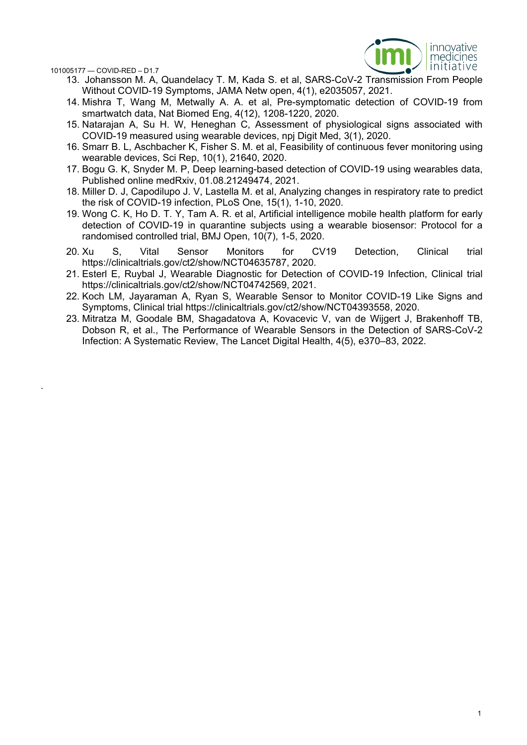13. Johansson M. A, Quandelacy T. M, Kada S. et al, SARS-CoV-2 Transmission From People Without COVID-19 Symptoms, JAMA Netw open, 4(1), e2035057, 2021.
14. Mishra T, Wang M, Metwally A. A. et al, Pre-symptomatic detection of COVID-19 from smartwatch data, Nat Biomed Eng, 4(12), 1208-1220, 2020.
15. Natarajan A, Su H. W, Heneghan C, Assessment of physiological signs associated with COVID-19 measured using wearable devices, npj Digit Med, 3(1), 2020.
16. Smarr B. L, Aschbacher K, Fisher S. M. et al, Feasibility of continuous fever monitoring using wearable devices, Sci Rep, 10(1), 21640, 2020.
17. Bogu G. K, Snyder M. P, Deep learning-based detection of COVID-19 using wearables data, Published online medRxiv, 01.08.21249474, 2021.
18. Miller D. J, Capodilupo J. V, Lastella M. et al, Analyzing changes in respiratory rate to predict the risk of COVID-19 infection, PLoS One, 15(1), 1-10, 2020.
19. Wong C. K, Ho D. T. Y, Tam A. R. et al, Artificial intelligence mobile health platform for early detection of COVID-19 in quarantine subjects using a wearable biosensor: Protocol for a randomised controlled trial, BMJ Open, 10(7), 1-5, 2020.
20. Xu S, Vital Sensor Monitors for CV19 Detection, Clinical trial https://clinicaltrials.gov/ct2/show/NCT04635787, 2020.
21. Esterl E, Ruybal J, Wearable Diagnostic for Detection of COVID-19 Infection, Clinical trial https://clinicaltrials.gov/ct2/show/NCT04742569, 2021.
22. Koch LM, Jayaraman A, Ryan S, Wearable Sensor to Monitor COVID-19 Like Signs and Symptoms, Clinical trial https://clinicaltrials.gov/ct2/show/NCT04393558, 2020.
23. Mitratza M, Goodale BM, Shagadatova A, Kovacevic V, van de Wijgert J, Brakenhoff TB, Dobson R, et al., The Performance of Wearable Sensors in the Detection of SARS-CoV-2 Infection: A Systematic Review, The Lancet Digital Health, 4(5), e370–83, 2022.

.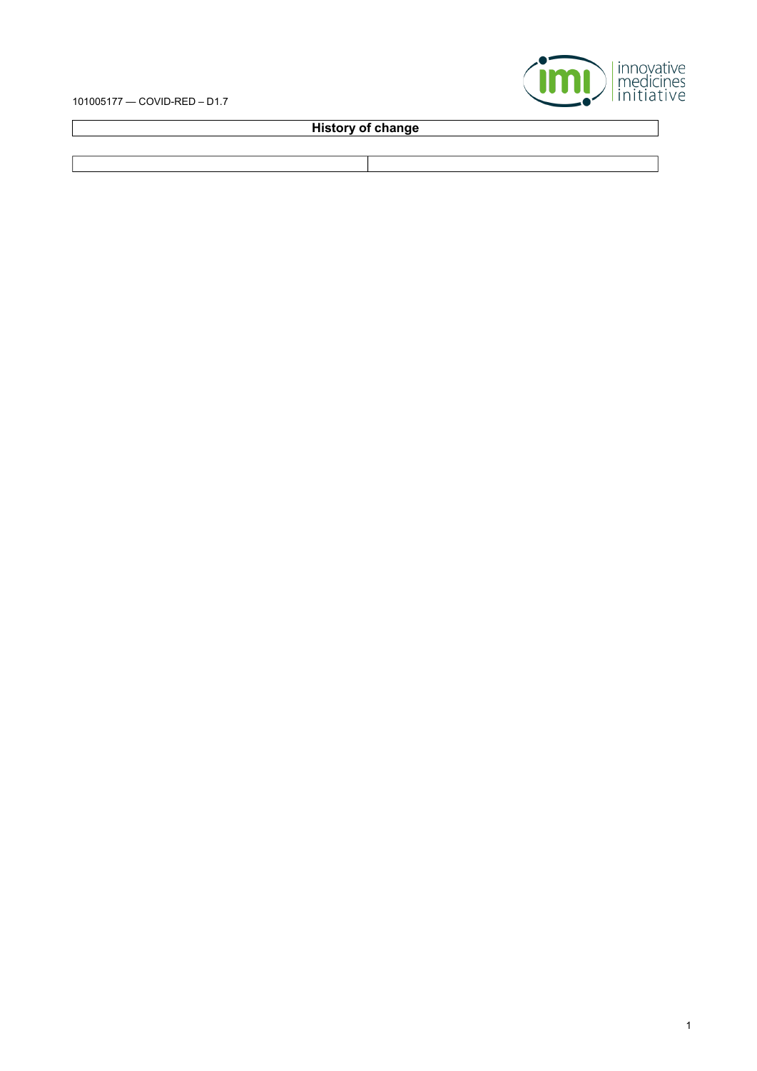**History of change**

| | |
|---|---|
| | |